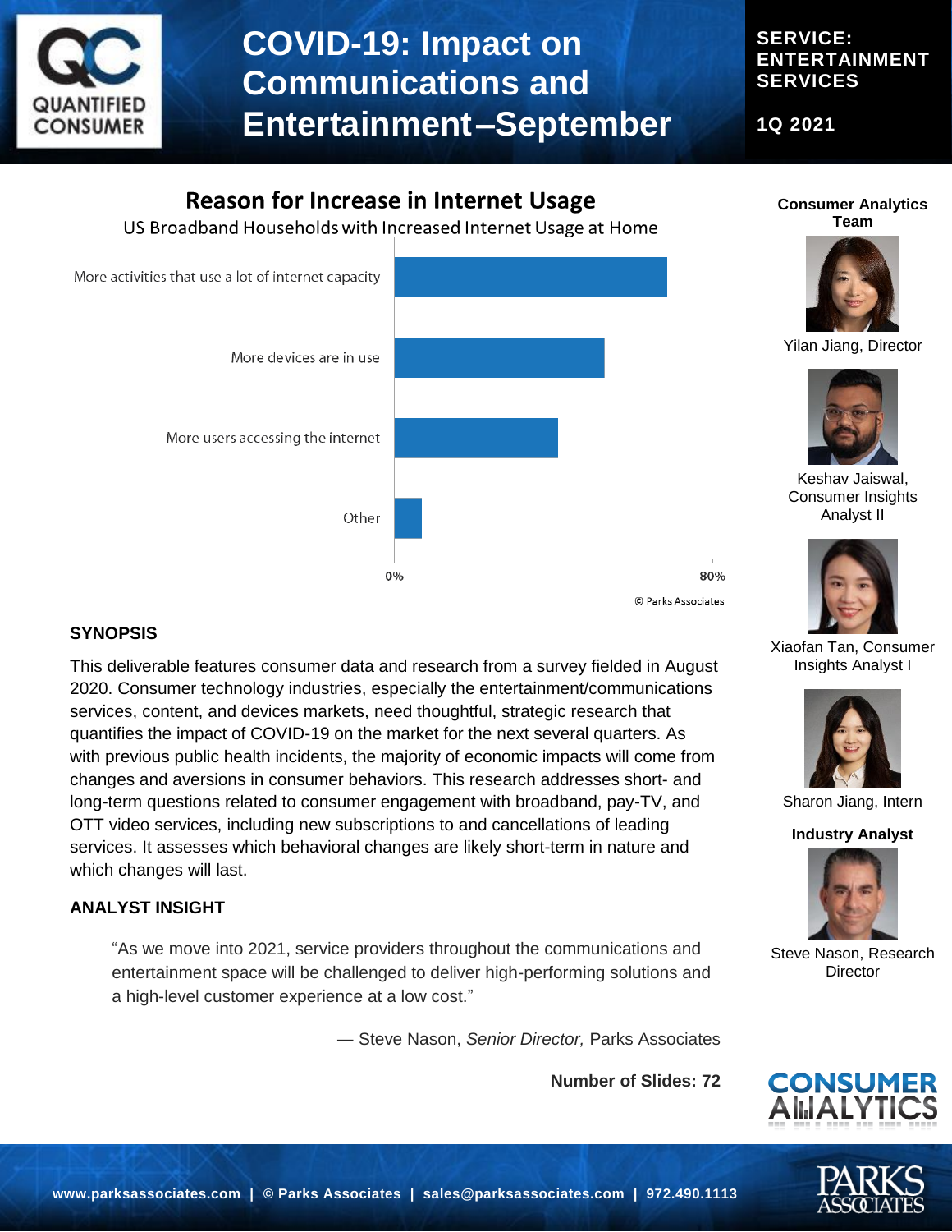# COVID-19: Impact on Communications and Entertainment–September

**SERVICE: ENTERTAINMENT SERVICES**

**1Q 2021**

## Reason for Increase in Internet Usage

US Broadband Households with Increased Internet Usage at Home

- More activities that use a lot of internet capacity
- More devices are in use
- More users accessing the internet
- Other

0% — 80%

© Parks Associates

### SYNOPSIS

This deliverable features consumer data and research from a survey fielded in August 2020. Consumer technology industries, especially the entertainment/communications services, content, and devices markets, need thoughtful, strategic research that quantifies the impact of COVID-19 on the market for the next several quarters. As with previous public health incidents, the majority of economic impacts will come from changes and aversions in consumer behaviors. This research addresses short- and long-term questions related to consumer engagement with broadband, pay-TV, and OTT video services, including new subscriptions to and cancellations of leading services. It assesses which behavioral changes are likely short-term in nature and which changes will last.

### ANALYST INSIGHT

> "As we move into 2021, service providers throughout the communications and entertainment space will be challenged to deliver high-performing solutions and a high-level customer experience at a low cost."
>
> — Steve Nason, *Senior Director,* Parks Associates

**Number of Slides: 72**

**Consumer Analytics Team**

- Yilan Jiang, Director
- Keshav Jaiswal, Consumer Insights Analyst II
- Xiaofan Tan, Consumer Insights Analyst I
- Sharon Jiang, Intern

**Industry Analyst**

- Steve Nason, Research Director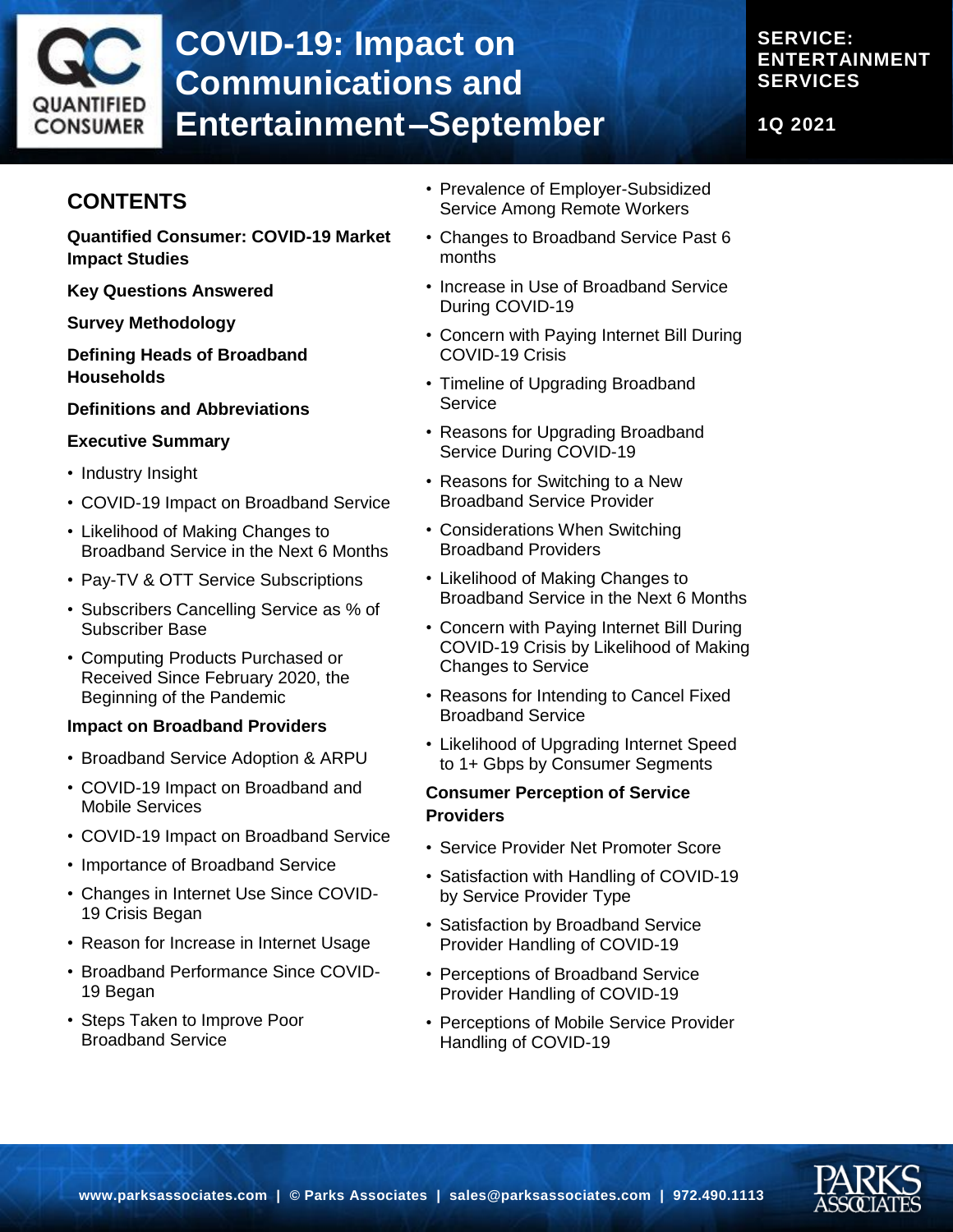# COVID-19: Impact on Communications and Entertainment–September

**SERVICE: ENTERTAINMENT SERVICES**

**1Q 2021**

## CONTENTS

**Quantified Consumer: COVID-19 Market Impact Studies**

**Key Questions Answered**

**Survey Methodology**

**Defining Heads of Broadband Households**

**Definitions and Abbreviations**

**Executive Summary**

- Industry Insight
- COVID-19 Impact on Broadband Service
- Likelihood of Making Changes to Broadband Service in the Next 6 Months
- Pay-TV & OTT Service Subscriptions
- Subscribers Cancelling Service as % of Subscriber Base
- Computing Products Purchased or Received Since February 2020, the Beginning of the Pandemic

**Impact on Broadband Providers**

- Broadband Service Adoption & ARPU
- COVID-19 Impact on Broadband and Mobile Services
- COVID-19 Impact on Broadband Service
- Importance of Broadband Service
- Changes in Internet Use Since COVID-19 Crisis Began
- Reason for Increase in Internet Usage
- Broadband Performance Since COVID-19 Began
- Steps Taken to Improve Poor Broadband Service
- Prevalence of Employer-Subsidized Service Among Remote Workers
- Changes to Broadband Service Past 6 months
- Increase in Use of Broadband Service During COVID-19
- Concern with Paying Internet Bill During COVID-19 Crisis
- Timeline of Upgrading Broadband Service
- Reasons for Upgrading Broadband Service During COVID-19
- Reasons for Switching to a New Broadband Service Provider
- Considerations When Switching Broadband Providers
- Likelihood of Making Changes to Broadband Service in the Next 6 Months
- Concern with Paying Internet Bill During COVID-19 Crisis by Likelihood of Making Changes to Service
- Reasons for Intending to Cancel Fixed Broadband Service
- Likelihood of Upgrading Internet Speed to 1+ Gbps by Consumer Segments

**Consumer Perception of Service Providers**

- Service Provider Net Promoter Score
- Satisfaction with Handling of COVID-19 by Service Provider Type
- Satisfaction by Broadband Service Provider Handling of COVID-19
- Perceptions of Broadband Service Provider Handling of COVID-19
- Perceptions of Mobile Service Provider Handling of COVID-19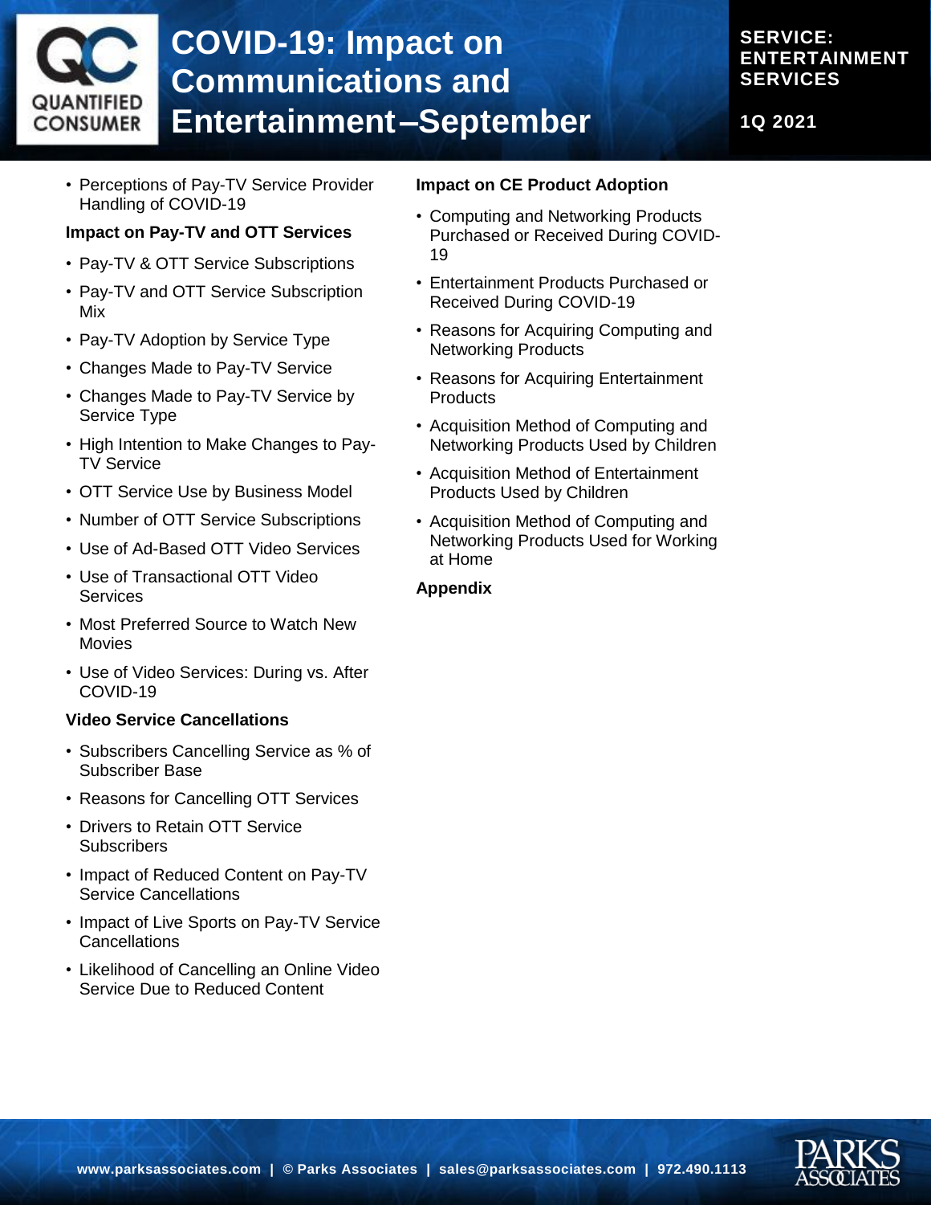- Perceptions of Pay-TV Service Provider Handling of COVID-19

**Impact on Pay-TV and OTT Services**

- Pay-TV & OTT Service Subscriptions
- Pay-TV and OTT Service Subscription Mix
- Pay-TV Adoption by Service Type
- Changes Made to Pay-TV Service
- Changes Made to Pay-TV Service by Service Type
- High Intention to Make Changes to Pay-TV Service
- OTT Service Use by Business Model
- Number of OTT Service Subscriptions
- Use of Ad-Based OTT Video Services
- Use of Transactional OTT Video Services
- Most Preferred Source to Watch New Movies
- Use of Video Services: During vs. After COVID-19

**Video Service Cancellations**

- Subscribers Cancelling Service as % of Subscriber Base
- Reasons for Cancelling OTT Services
- Drivers to Retain OTT Service Subscribers
- Impact of Reduced Content on Pay-TV Service Cancellations
- Impact of Live Sports on Pay-TV Service Cancellations
- Likelihood of Cancelling an Online Video Service Due to Reduced Content

**Impact on CE Product Adoption**

- Computing and Networking Products Purchased or Received During COVID-19
- Entertainment Products Purchased or Received During COVID-19
- Reasons for Acquiring Computing and Networking Products
- Reasons for Acquiring Entertainment Products
- Acquisition Method of Computing and Networking Products Used by Children
- Acquisition Method of Entertainment Products Used by Children
- Acquisition Method of Computing and Networking Products Used for Working at Home

**Appendix**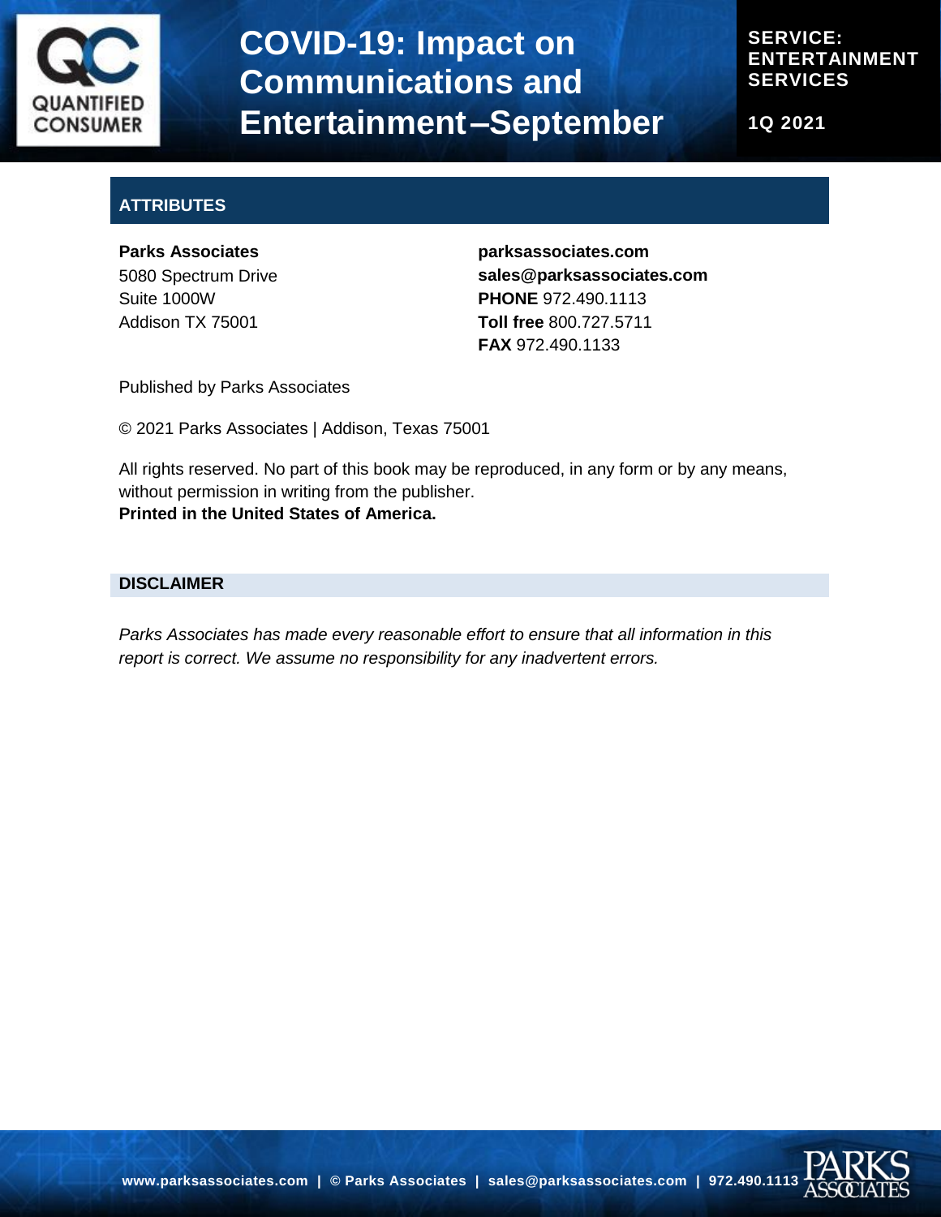# COVID-19: Impact on Communications and Entertainment–September

**SERVICE: ENTERTAINMENT SERVICES**

**1Q 2021**

## ATTRIBUTES

**Parks Associates**
5080 Spectrum Drive
Suite 1000W
Addison TX 75001

**parksassociates.com**
**sales@parksassociates.com**
**PHONE** 972.490.1113
**Toll free** 800.727.5711
**FAX** 972.490.1133

Published by Parks Associates

© 2021 Parks Associates | Addison, Texas 75001

All rights reserved. No part of this book may be reproduced, in any form or by any means, without permission in writing from the publisher.
**Printed in the United States of America.**

## DISCLAIMER

*Parks Associates has made every reasonable effort to ensure that all information in this report is correct. We assume no responsibility for any inadvertent errors.*